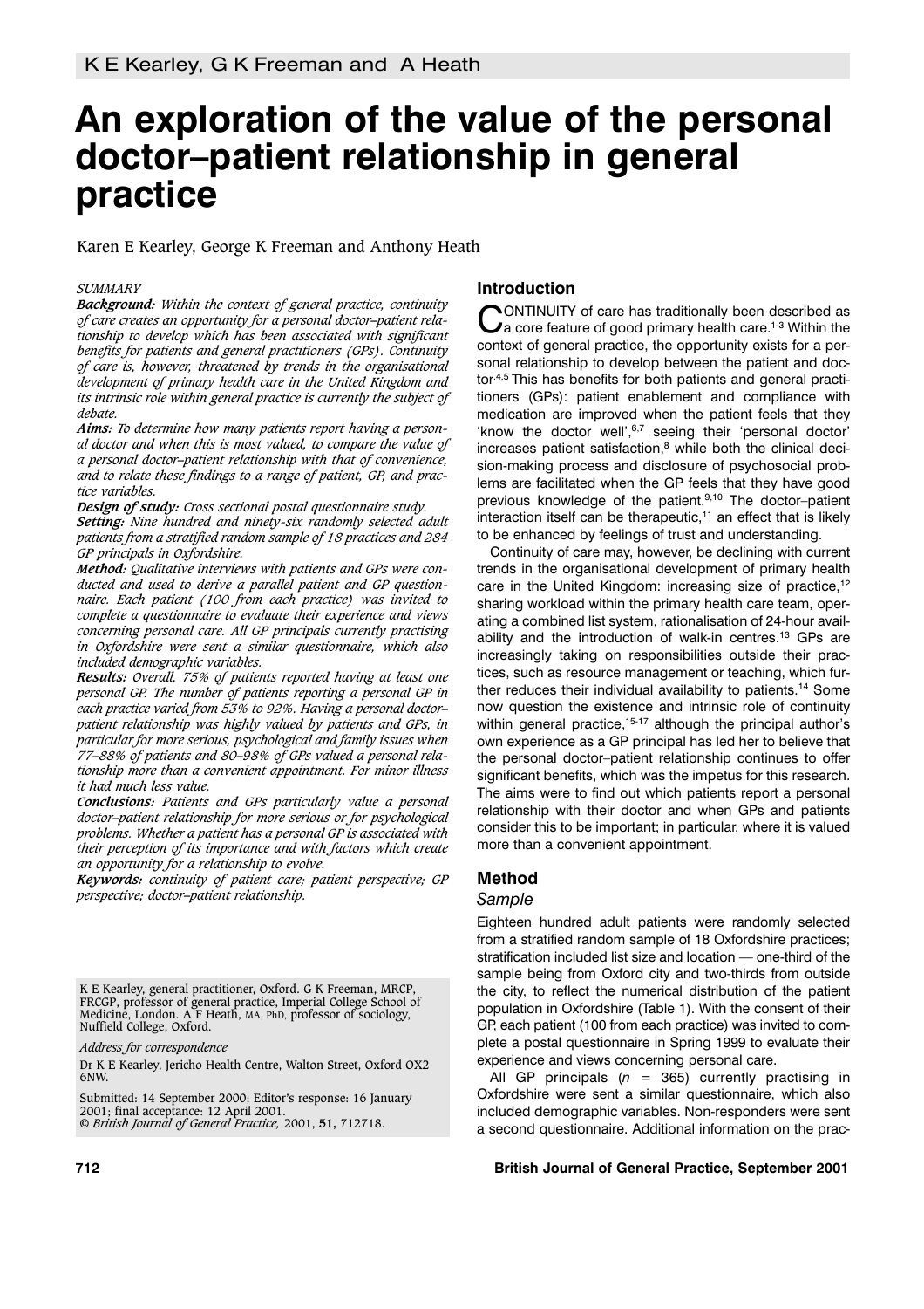K E Kearley, G K Freeman and A Heath

# An exploration of the value of the personal doctor–patient relationship in general practice

Karen E Kearley, George K Freeman and Anthony Heath

*SUMMARY*

***Background:*** *Within the context of general practice, continuity of care creates an opportunity for a personal doctor–patient relationship to develop which has been associated with significant benefits for patients and general practitioners (GPs). Continuity of care is, however, threatened by trends in the organisational development of primary health care in the United Kingdom and its intrinsic role within general practice is currently the subject of debate.*

***Aims:*** *To determine how many patients report having a personal doctor and when this is most valued, to compare the value of a personal doctor–patient relationship with that of convenience, and to relate these findings to a range of patient, GP, and practice variables.*

***Design of study:*** *Cross sectional postal questionnaire study.*

***Setting:*** *Nine hundred and ninety-six randomly selected adult patients from a stratified random sample of 18 practices and 284 GP principals in Oxfordshire.*

***Method:*** *Qualitative interviews with patients and GPs were conducted and used to derive a parallel patient and GP questionnaire. Each patient (100 from each practice) was invited to complete a questionnaire to evaluate their experience and views concerning personal care. All GP principals currently practising in Oxfordshire were sent a similar questionnaire, which also included demographic variables.*

***Results:*** *Overall, 75% of patients reported having at least one personal GP. The number of patients reporting a personal GP in each practice varied from 53% to 92%. Having a personal doctor–patient relationship was highly valued by patients and GPs, in particular for more serious, psychological and family issues when 77–88% of patients and 80–98% of GPs valued a personal relationship more than a convenient appointment. For minor illness it had much less value.*

***Conclusions:*** *Patients and GPs particularly value a personal doctor–patient relationship for more serious or for psychological problems. Whether a patient has a personal GP is associated with their perception of its importance and with factors which create an opportunity for a relationship to evolve.*

***Keywords:*** *continuity of patient care; patient perspective; GP perspective; doctor–patient relationship.*

K E Kearley, general practitioner, Oxford. G K Freeman, MRCP, FRCGP, professor of general practice, Imperial College School of Medicine, London. A F Heath, MA, PhD, professor of sociology, Nuffield College, Oxford.

*Address for correspondence*

Dr K E Kearley, Jericho Health Centre, Walton Street, Oxford OX2 6NW.

Submitted: 14 September 2000; Editor's response: 16 January 2001; final acceptance: 12 April 2001.

*© British Journal of General Practice,* 2001, **51,** 712718.

## Introduction

CONTINUITY of care has traditionally been described as a core feature of good primary health care.[1-3] Within the context of general practice, the opportunity exists for a personal relationship to develop between the patient and doctor.[4,5] This has benefits for both patients and general practitioners (GPs): patient enablement and compliance with medication are improved when the patient feels that they 'know the doctor well',[6,7] seeing their 'personal doctor' increases patient satisfaction,[8] while both the clinical decision-making process and disclosure of psychosocial problems are facilitated when the GP feels that they have good previous knowledge of the patient.[9,10] The doctor–patient interaction itself can be therapeutic,[11] an effect that is likely to be enhanced by feelings of trust and understanding.

Continuity of care may, however, be declining with current trends in the organisational development of primary health care in the United Kingdom: increasing size of practice,[12] sharing workload within the primary health care team, operating a combined list system, rationalisation of 24-hour availability and the introduction of walk-in centres.[13] GPs are increasingly taking on responsibilities outside their practices, such as resource management or teaching, which further reduces their individual availability to patients.[14] Some now question the existence and intrinsic role of continuity within general practice,[15-17] although the principal author's own experience as a GP principal has led her to believe that the personal doctor–patient relationship continues to offer significant benefits, which was the impetus for this research. The aims were to find out which patients report a personal relationship with their doctor and when GPs and patients consider this to be important; in particular, where it is valued more than a convenient appointment.

## Method

### Sample

Eighteen hundred adult patients were randomly selected from a stratified random sample of 18 Oxfordshire practices; stratification included list size and location — one-third of the sample being from Oxford city and two-thirds from outside the city, to reflect the numerical distribution of the patient population in Oxfordshire (Table 1). With the consent of their GP, each patient (100 from each practice) was invited to complete a postal questionnaire in Spring 1999 to evaluate their experience and views concerning personal care.

All GP principals ($n$ = 365) currently practising in Oxfordshire were sent a similar questionnaire, which also included demographic variables. Non-responders were sent a second questionnaire. Additional information on the prac-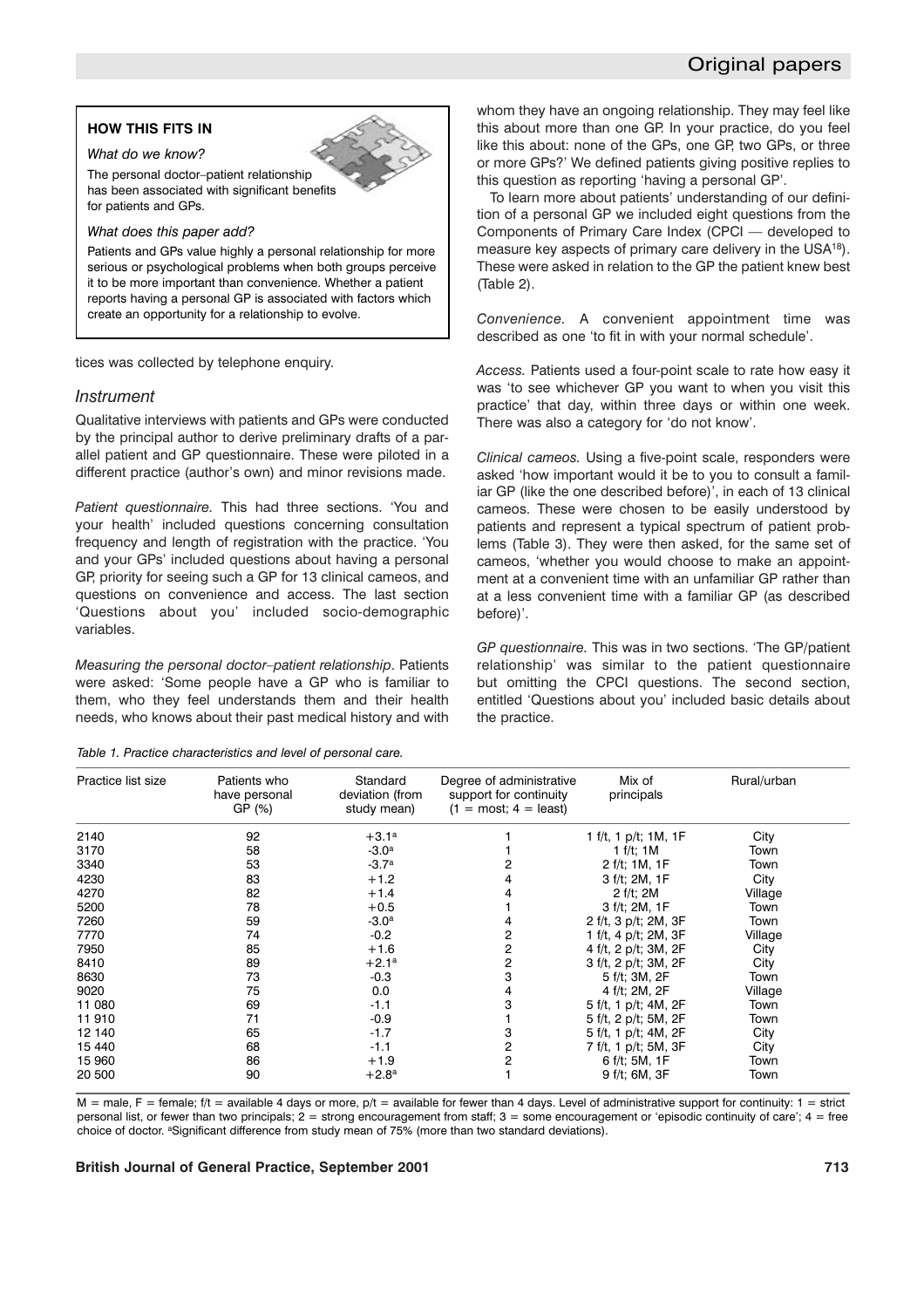**HOW THIS FITS IN**

*What do we know?*

The personal doctor–patient relationship has been associated with significant benefits for patients and GPs.

*What does this paper add?*

Patients and GPs value highly a personal relationship for more serious or psychological problems when both groups perceive it to be more important than convenience. Whether a patient reports having a personal GP is associated with factors which create an opportunity for a relationship to evolve.

tices was collected by telephone enquiry.

## *Instrument*

Qualitative interviews with patients and GPs were conducted by the principal author to derive preliminary drafts of a parallel patient and GP questionnaire. These were piloted in a different practice (author's own) and minor revisions made.

*Patient questionnaire.* This had three sections. 'You and your health' included questions concerning consultation frequency and length of registration with the practice. 'You and your GPs' included questions about having a personal GP, priority for seeing such a GP for 13 clinical cameos, and questions on convenience and access. The last section 'Questions about you' included socio-demographic variables.

*Measuring the personal doctor–patient relationship*. Patients were asked: 'Some people have a GP who is familiar to them, who they feel understands them and their health needs, who knows about their past medical history and with whom they have an ongoing relationship. They may feel like this about more than one GP. In your practice, do you feel like this about: none of the GPs, one GP, two GPs, or three or more GPs?' We defined patients giving positive replies to this question as reporting 'having a personal GP'.

To learn more about patients' understanding of our definition of a personal GP we included eight questions from the Components of Primary Care Index (CPCI — developed to measure key aspects of primary care delivery in the USA[18]). These were asked in relation to the GP the patient knew best (Table 2).

*Convenience.* A convenient appointment time was described as one 'to fit in with your normal schedule'.

*Access.* Patients used a four-point scale to rate how easy it was 'to see whichever GP you want to when you visit this practice' that day, within three days or within one week. There was also a category for 'do not know'.

*Clinical cameos.* Using a five-point scale, responders were asked 'how important would it be to you to consult a familiar GP (like the one described before)', in each of 13 clinical cameos. These were chosen to be easily understood by patients and represent a typical spectrum of patient problems (Table 3). They were then asked, for the same set of cameos, 'whether you would choose to make an appointment at a convenient time with an unfamiliar GP rather than at a less convenient time with a familiar GP (as described before)'.

*GP questionnaire.* This was in two sections. 'The GP/patient relationship' was similar to the patient questionnaire but omitting the CPCI questions. The second section, entitled 'Questions about you' included basic details about the practice.

*Table 1. Practice characteristics and level of personal care.*

| Practice list size | Patients who have personal GP (%) | Standard deviation (from study mean) | Degree of administrative support for continuity (1 = most; 4 = least) | Mix of principals | Rural/urban |
|---|---|---|---|---|---|
| 2140 | 92 | +3.1[a] | 1 | 1 f/t, 1 p/t; 1M, 1F | City |
| 3170 | 58 | -3.0[a] | 1 | 1 f/t; 1M | Town |
| 3340 | 53 | -3.7[a] | 2 | 2 f/t; 1M, 1F | Town |
| 4230 | 83 | +1.2 | 4 | 3 f/t; 2M, 1F | City |
| 4270 | 82 | +1.4 | 4 | 2 f/t; 2M | Village |
| 5200 | 78 | +0.5 | 1 | 3 f/t; 2M, 1F | Town |
| 7260 | 59 | -3.0[a] | 4 | 2 f/t, 3 p/t; 2M, 3F | Town |
| 7770 | 74 | -0.2 | 2 | 1 f/t, 4 p/t; 2M, 3F | Village |
| 7950 | 85 | +1.6 | 2 | 4 f/t, 2 p/t; 3M, 2F | City |
| 8410 | 89 | +2.1[a] | 2 | 3 f/t, 2 p/t; 3M, 2F | City |
| 8630 | 73 | -0.3 | 3 | 5 f/t; 3M, 2F | Town |
| 9020 | 75 | 0.0 | 4 | 4 f/t; 2M, 2F | Village |
| 11 080 | 69 | -1.1 | 3 | 5 f/t, 1 p/t; 4M, 2F | Town |
| 11 910 | 71 | -0.9 | 1 | 5 f/t, 2 p/t; 5M, 2F | Town |
| 12 140 | 65 | -1.7 | 3 | 5 f/t, 1 p/t; 4M, 2F | City |
| 15 440 | 68 | -1.1 | 2 | 7 f/t, 1 p/t; 5M, 3F | City |
| 15 960 | 86 | +1.9 | 2 | 6 f/t; 5M, 1F | Town |
| 20 500 | 90 | +2.8[a] | 1 | 9 f/t; 6M, 3F | Town |

M = male, F = female; f/t = available 4 days or more, p/t = available for fewer than 4 days. Level of administrative support for continuity: 1 = strict personal list, or fewer than two principals; 2 = strong encouragement from staff; 3 = some encouragement or 'episodic continuity of care'; 4 = free choice of doctor. [a]Significant difference from study mean of 75% (more than two standard deviations).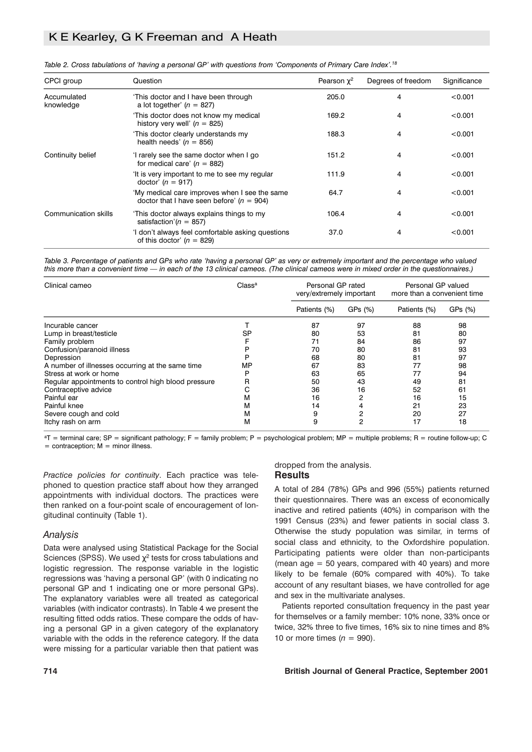*Table 2. Cross tabulations of 'having a personal GP' with questions from 'Components of Primary Care Index'.*[18]

| CPCI group | Question | Pearson $\chi^2$ | Degrees of freedom | Significance |
|---|---|---|---|---|
| Accumulated knowledge | 'This doctor and I have been through a lot together' ($n$ = 827) | 205.0 | 4 | <0.001 |
| | 'This doctor does not know my medical history very well' ($n$ = 825) | 169.2 | 4 | <0.001 |
| | 'This doctor clearly understands my health needs' ($n$ = 856) | 188.3 | 4 | <0.001 |
| Continuity belief | 'I rarely see the same doctor when I go for medical care' ($n$ = 882) | 151.2 | 4 | <0.001 |
| | 'It is very important to me to see my regular doctor' ($n$ = 917) | 111.9 | 4 | <0.001 |
| | 'My medical care improves when I see the same doctor that I have seen before' ($n$ = 904) | 64.7 | 4 | <0.001 |
| Communication skills | 'This doctor always explains things to my satisfaction'($n$ = 857) | 106.4 | 4 | <0.001 |
| | 'I don't always feel comfortable asking questions of this doctor' ($n$ = 829) | 37.0 | 4 | <0.001 |

*Table 3. Percentage of patients and GPs who rate 'having a personal GP' as very or extremely important and the percentage who valued this more than a convenient time — in each of the 13 clinical cameos. (The clinical cameos were in mixed order in the questionnaires.)*

| Clinical cameo | Class[a] | Personal GP rated very/extremely important | | Personal GP valued more than a convenient time | |
|---|---|---|---|---|---|
| | | Patients (%) | GPs (%) | Patients (%) | GPs (%) |
| Incurable cancer | T | 87 | 97 | 88 | 98 |
| Lump in breast/testicle | SP | 80 | 53 | 81 | 80 |
| Family problem | F | 71 | 84 | 86 | 97 |
| Confusion/paranoid illness | P | 70 | 80 | 81 | 93 |
| Depression | P | 68 | 80 | 81 | 97 |
| A number of illnesses occurring at the same time | MP | 67 | 83 | 77 | 98 |
| Stress at work or home | P | 63 | 65 | 77 | 94 |
| Regular appointments to control high blood pressure | R | 50 | 43 | 49 | 81 |
| Contraceptive advice | C | 36 | 16 | 52 | 61 |
| Painful ear | M | 16 | 2 | 16 | 15 |
| Painful knee | M | 14 | 4 | 21 | 23 |
| Severe cough and cold | M | 9 | 2 | 20 | 27 |
| Itchy rash on arm | M | 9 | 2 | 17 | 18 |

[a]T = terminal care; SP = significant pathology; F = family problem; P = psychological problem; MP = multiple problems; R = routine follow-up; C = contraception; M = minor illness.

*Practice policies for continuity*. Each practice was telephoned to question practice staff about how they arranged appointments with individual doctors. The practices were then ranked on a four-point scale of encouragement of longitudinal continuity (Table 1).

### *Analysis*

Data were analysed using Statistical Package for the Social Sciences (SPSS). We used $\chi^2$ tests for cross tabulations and logistic regression. The response variable in the logistic regressions was 'having a personal GP' (with 0 indicating no personal GP and 1 indicating one or more personal GPs). The explanatory variables were all treated as categorical variables (with indicator contrasts). In Table 4 we present the resulting fitted odds ratios. These compare the odds of having a personal GP in a given category of the explanatory variable with the odds in the reference category. If the data were missing for a particular variable then that patient was dropped from the analysis.

## Results

A total of 284 (78%) GPs and 996 (55%) patients returned their questionnaires. There was an excess of economically inactive and retired patients (40%) in comparison with the 1991 Census (23%) and fewer patients in social class 3. Otherwise the study population was similar, in terms of social class and ethnicity, to the Oxfordshire population. Participating patients were older than non-participants (mean age = 50 years, compared with 40 years) and more likely to be female (60% compared with 40%). To take account of any resultant biases, we have controlled for age and sex in the multivariate analyses.

Patients reported consultation frequency in the past year for themselves or a family member: 10% none, 33% once or twice, 32% three to five times, 16% six to nine times and 8% 10 or more times ($n$ = 990).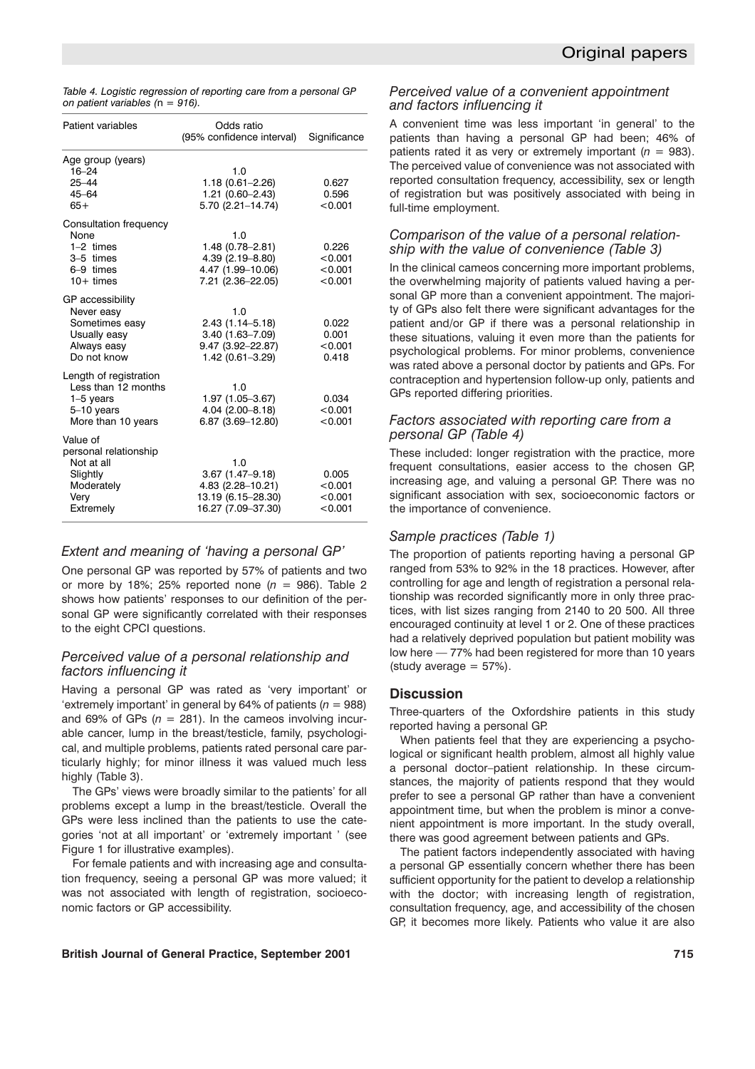*Table 4. Logistic regression of reporting care from a personal GP on patient variables (n = 916).*

| Patient variables | Odds ratio (95% confidence interval) | Significance |
|---|---|---|
| Age group (years) | | |
| 16–24 | 1.0 | |
| 25–44 | 1.18 (0.61–2.26) | 0.627 |
| 45–64 | 1.21 (0.60–2.43) | 0.596 |
| 65+ | 5.70 (2.21–14.74) | <0.001 |
| Consultation frequency | | |
| None | 1.0 | |
| 1–2 times | 1.48 (0.78–2.81) | 0.226 |
| 3–5 times | 4.39 (2.19–8.80) | <0.001 |
| 6–9 times | 4.47 (1.99–10.06) | <0.001 |
| 10+ times | 7.21 (2.36–22.05) | <0.001 |
| GP accessibility | | |
| Never easy | 1.0 | |
| Sometimes easy | 2.43 (1.14–5.18) | 0.022 |
| Usually easy | 3.40 (1.63–7.09) | 0.001 |
| Always easy | 9.47 (3.92–22.87) | <0.001 |
| Do not know | 1.42 (0.61–3.29) | 0.418 |
| Length of registration | | |
| Less than 12 months | 1.0 | |
| 1–5 years | 1.97 (1.05–3.67) | 0.034 |
| 5–10 years | 4.04 (2.00–8.18) | <0.001 |
| More than 10 years | 6.87 (3.69–12.80) | <0.001 |
| Value of personal relationship | | |
| Not at all | 1.0 | |
| Slightly | 3.67 (1.47–9.18) | 0.005 |
| Moderately | 4.83 (2.28–10.21) | <0.001 |
| Very | 13.19 (6.15–28.30) | <0.001 |
| Extremely | 16.27 (7.09–37.30) | <0.001 |

### *Extent and meaning of 'having a personal GP'*

One personal GP was reported by 57% of patients and two or more by 18%; 25% reported none ($n$ = 986). Table 2 shows how patients' responses to our definition of the personal GP were significantly correlated with their responses to the eight CPCI questions.

### *Perceived value of a personal relationship and factors influencing it*

Having a personal GP was rated as 'very important' or 'extremely important' in general by 64% of patients ($n$ = 988) and 69% of GPs ($n$ = 281). In the cameos involving incurable cancer, lump in the breast/testicle, family, psychological, and multiple problems, patients rated personal care particularly highly; for minor illness it was valued much less highly (Table 3).

The GPs' views were broadly similar to the patients' for all problems except a lump in the breast/testicle. Overall the GPs were less inclined than the patients to use the categories 'not at all important' or 'extremely important ' (see Figure 1 for illustrative examples).

For female patients and with increasing age and consultation frequency, seeing a personal GP was more valued; it was not associated with length of registration, socioeconomic factors or GP accessibility.

### *Perceived value of a convenient appointment and factors influencing it*

A convenient time was less important 'in general' to the patients than having a personal GP had been; 46% of patients rated it as very or extremely important ($n$ = 983). The perceived value of convenience was not associated with reported consultation frequency, accessibility, sex or length of registration but was positively associated with being in full-time employment.

### *Comparison of the value of a personal relationship with the value of convenience (Table 3)*

In the clinical cameos concerning more important problems, the overwhelming majority of patients valued having a personal GP more than a convenient appointment. The majority of GPs also felt there were significant advantages for the patient and/or GP if there was a personal relationship in these situations, valuing it even more than the patients for psychological problems. For minor problems, convenience was rated above a personal doctor by patients and GPs. For contraception and hypertension follow-up only, patients and GPs reported differing priorities.

### *Factors associated with reporting care from a personal GP (Table 4)*

These included: longer registration with the practice, more frequent consultations, easier access to the chosen GP, increasing age, and valuing a personal GP. There was no significant association with sex, socioeconomic factors or the importance of convenience.

### *Sample practices (Table 1)*

The proportion of patients reporting having a personal GP ranged from 53% to 92% in the 18 practices. However, after controlling for age and length of registration a personal relationship was recorded significantly more in only three practices, with list sizes ranging from 2140 to 20 500. All three encouraged continuity at level 1 or 2. One of these practices had a relatively deprived population but patient mobility was low here — 77% had been registered for more than 10 years (study average = 57%).

## Discussion

Three-quarters of the Oxfordshire patients in this study reported having a personal GP.

When patients feel that they are experiencing a psychological or significant health problem, almost all highly value a personal doctor–patient relationship. In these circumstances, the majority of patients respond that they would prefer to see a personal GP rather than have a convenient appointment time, but when the problem is minor a convenient appointment is more important. In the study overall, there was good agreement between patients and GPs.

The patient factors independently associated with having a personal GP essentially concern whether there has been sufficient opportunity for the patient to develop a relationship with the doctor; with increasing length of registration, consultation frequency, age, and accessibility of the chosen GP, it becomes more likely. Patients who value it are also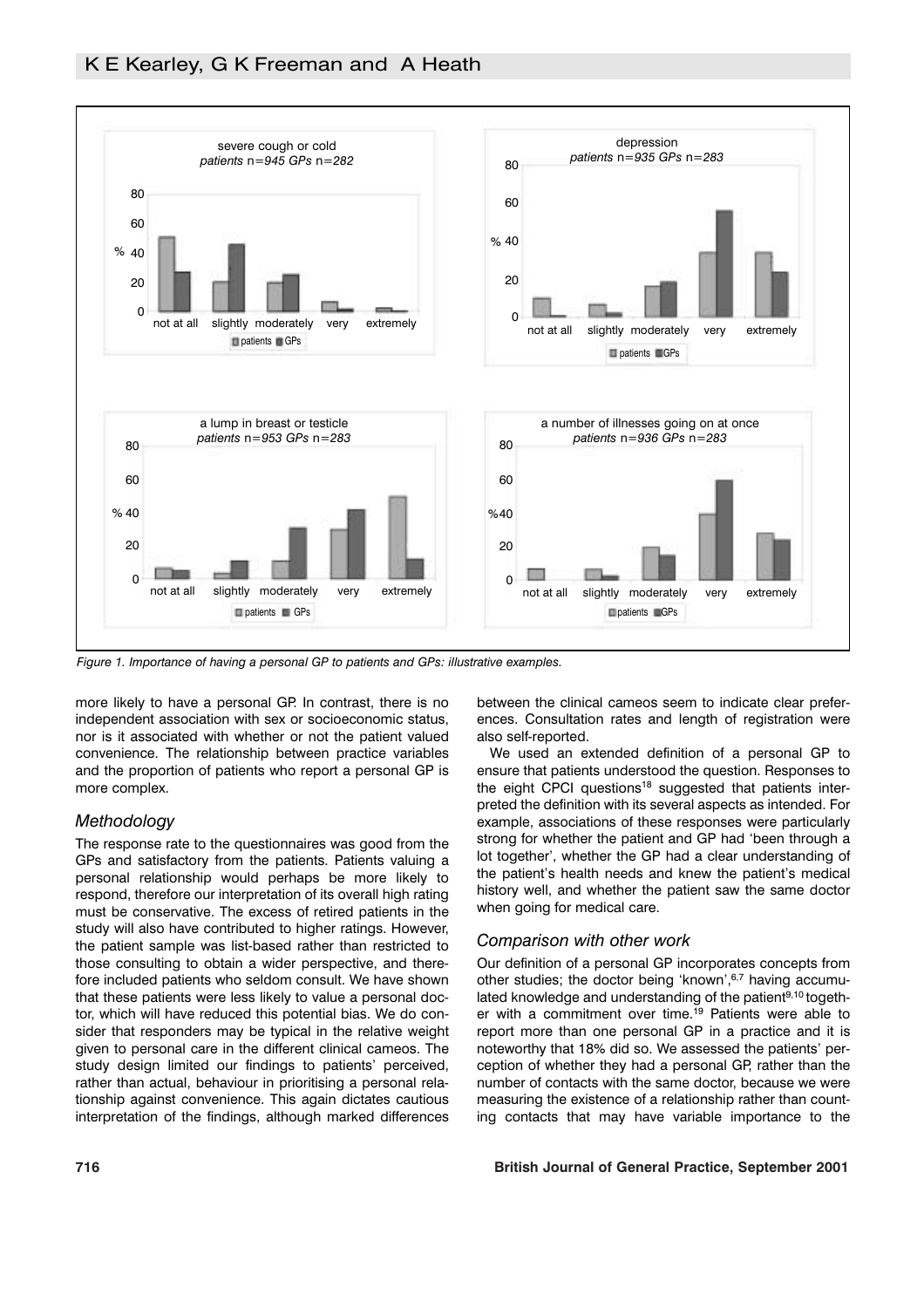Figure 1. Importance of having a personal GP to patients and GPs: illustrative examples.

more likely to have a personal GP. In contrast, there is no independent association with sex or socioeconomic status, nor is it associated with whether or not the patient valued convenience. The relationship between practice variables and the proportion of patients who report a personal GP is more complex.

### Methodology

The response rate to the questionnaires was good from the GPs and satisfactory from the patients. Patients valuing a personal relationship would perhaps be more likely to respond, therefore our interpretation of its overall high rating must be conservative. The excess of retired patients in the study will also have contributed to higher ratings. However, the patient sample was list-based rather than restricted to those consulting to obtain a wider perspective, and therefore included patients who seldom consult. We have shown that these patients were less likely to value a personal doctor, which will have reduced this potential bias. We do consider that responders may be typical in the relative weight given to personal care in the different clinical cameos. The study design limited our findings to patients' perceived, rather than actual, behaviour in prioritising a personal relationship against convenience. This again dictates cautious interpretation of the findings, although marked differences between the clinical cameos seem to indicate clear preferences. Consultation rates and length of registration were also self-reported.

We used an extended definition of a personal GP to ensure that patients understood the question. Responses to the eight CPCI questions[18] suggested that patients interpreted the definition with its several aspects as intended. For example, associations of these responses were particularly strong for whether the patient and GP had 'been through a lot together', whether the GP had a clear understanding of the patient's health needs and knew the patient's medical history well, and whether the patient saw the same doctor when going for medical care.

### Comparison with other work

Our definition of a personal GP incorporates concepts from other studies; the doctor being 'known',[6,7] having accumulated knowledge and understanding of the patient[9,10] together with a commitment over time.[19] Patients were able to report more than one personal GP in a practice and it is noteworthy that 18% did so. We assessed the patients' perception of whether they had a personal GP, rather than the number of contacts with the same doctor, because we were measuring the existence of a relationship rather than counting contacts that may have variable importance to the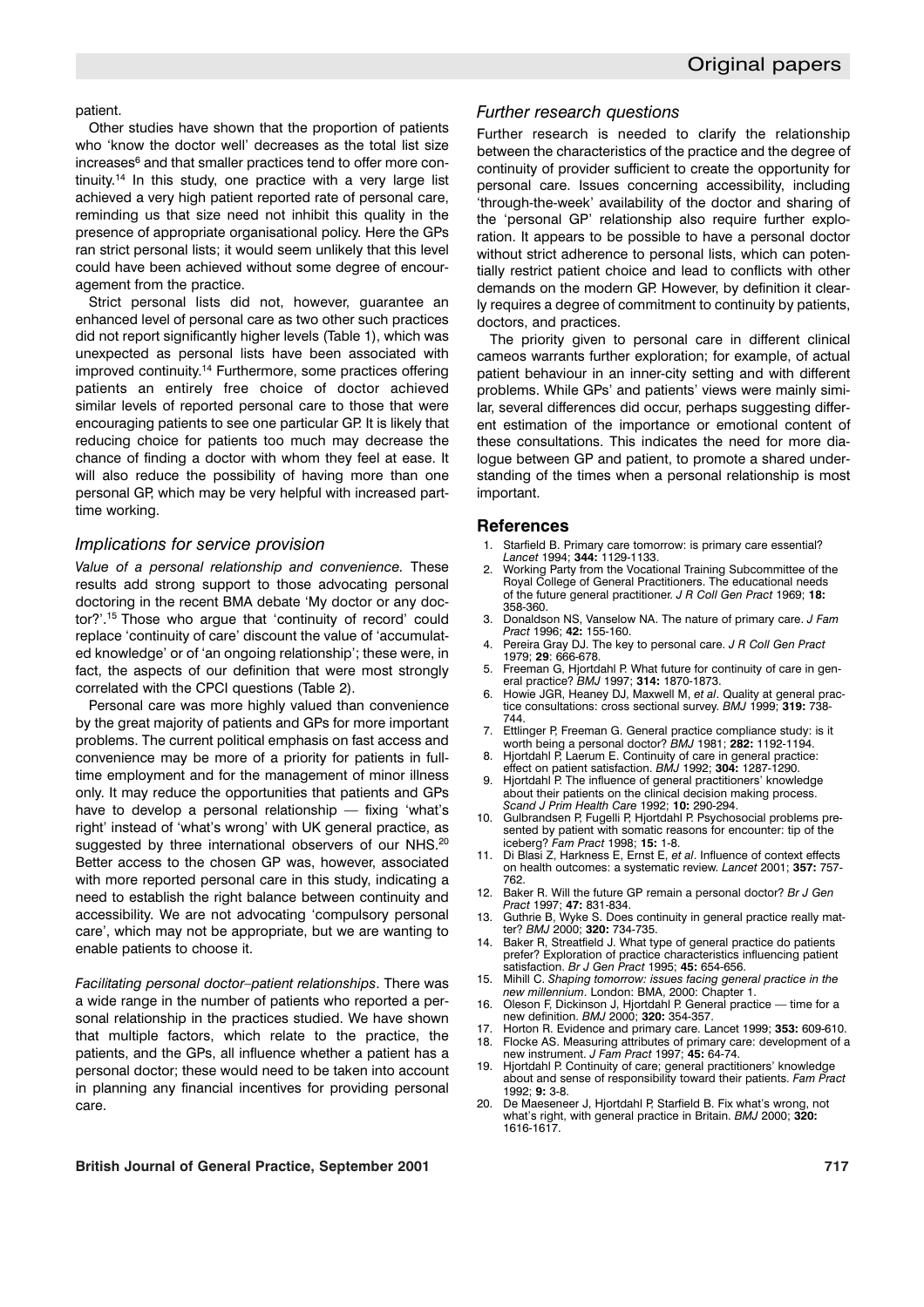patient.

Other studies have shown that the proportion of patients who 'know the doctor well' decreases as the total list size increases[6] and that smaller practices tend to offer more continuity.[14] In this study, one practice with a very large list achieved a very high patient reported rate of personal care, reminding us that size need not inhibit this quality in the presence of appropriate organisational policy. Here the GPs ran strict personal lists; it would seem unlikely that this level could have been achieved without some degree of encouragement from the practice.

Strict personal lists did not, however, guarantee an enhanced level of personal care as two other such practices did not report significantly higher levels (Table 1), which was unexpected as personal lists have been associated with improved continuity.[14] Furthermore, some practices offering patients an entirely free choice of doctor achieved similar levels of reported personal care to those that were encouraging patients to see one particular GP. It is likely that reducing choice for patients too much may decrease the chance of finding a doctor with whom they feel at ease. It will also reduce the possibility of having more than one personal GP, which may be very helpful with increased part-time working.

## Implications for service provision

*Value of a personal relationship and convenience.* These results add strong support to those advocating personal doctoring in the recent BMA debate 'My doctor or any doctor?'.[15] Those who argue that 'continuity of record' could replace 'continuity of care' discount the value of 'accumulated knowledge' or of 'an ongoing relationship'; these were, in fact, the aspects of our definition that were most strongly correlated with the CPCI questions (Table 2).

Personal care was more highly valued than convenience by the great majority of patients and GPs for more important problems. The current political emphasis on fast access and convenience may be more of a priority for patients in full-time employment and for the management of minor illness only. It may reduce the opportunities that patients and GPs have to develop a personal relationship — fixing 'what's right' instead of 'what's wrong' with UK general practice, as suggested by three international observers of our NHS.[20] Better access to the chosen GP was, however, associated with more reported personal care in this study, indicating a need to establish the right balance between continuity and accessibility. We are not advocating 'compulsory personal care', which may not be appropriate, but we are wanting to enable patients to choose it.

*Facilitating personal doctor–patient relationships*. There was a wide range in the number of patients who reported a personal relationship in the practices studied. We have shown that multiple factors, which relate to the practice, the patients, and the GPs, all influence whether a patient has a personal doctor; these would need to be taken into account in planning any financial incentives for providing personal care.

## Further research questions

Further research is needed to clarify the relationship between the characteristics of the practice and the degree of continuity of provider sufficient to create the opportunity for personal care. Issues concerning accessibility, including 'through-the-week' availability of the doctor and sharing of the 'personal GP' relationship also require further exploration. It appears to be possible to have a personal doctor without strict adherence to personal lists, which can potentially restrict patient choice and lead to conflicts with other demands on the modern GP. However, by definition it clearly requires a degree of commitment to continuity by patients, doctors, and practices.

The priority given to personal care in different clinical cameos warrants further exploration; for example, of actual patient behaviour in an inner-city setting and with different problems. While GPs' and patients' views were mainly similar, several differences did occur, perhaps suggesting different estimation of the importance or emotional content of these consultations. This indicates the need for more dialogue between GP and patient, to promote a shared understanding of the times when a personal relationship is most important.

## References

1. Starfield B. Primary care tomorrow: is primary care essential? *Lancet* 1994; **344:** 1129-1133.
2. Working Party from the Vocational Training Subcommittee of the Royal College of General Practitioners. The educational needs of the future general practitioner. *J R Coll Gen Pract* 1969; **18:** 358-360.
3. Donaldson NS, Vanselow NA. The nature of primary care. *J Fam Pract* 1996; **42:** 155-160.
4. Pereira Gray DJ. The key to personal care. *J R Coll Gen Pract* 1979; **29**: 666-678.
5. Freeman G, Hjortdahl P. What future for continuity of care in general practice? *BMJ* 1997; **314:** 1870-1873.
6. Howie JGR, Heaney DJ, Maxwell M, *et al*. Quality at general practice consultations: cross sectional survey. *BMJ* 1999; **319:** 738-744.
7. Ettlinger P, Freeman G. General practice compliance study: is it worth being a personal doctor? *BMJ* 1981; **282:** 1192-1194.
8. Hjortdahl P, Laerum E. Continuity of care in general practice: effect on patient satisfaction. *BMJ* 1992; **304:** 1287-1290.
9. Hjortdahl P. The influence of general practitioners' knowledge about their patients on the clinical decision making process. *Scand J Prim Health Care* 1992; **10:** 290-294.
10. Gulbrandsen P, Fugelli P, Hjortdahl P. Psychosocial problems presented by patient with somatic reasons for encounter: tip of the iceberg? *Fam Pract* 1998; **15:** 1-8.
11. Di Blasi Z, Harkness E, Ernst E, *et al*. Influence of context effects on health outcomes: a systematic review. *Lancet* 2001; **357:** 757-762.
12. Baker R. Will the future GP remain a personal doctor? *Br J Gen Pract* 1997; **47:** 831-834.
13. Guthrie B, Wyke S. Does continuity in general practice really matter? *BMJ* 2000; **320:** 734-735.
14. Baker R, Streatfield J. What type of general practice do patients prefer? Exploration of practice characteristics influencing patient satisfaction. *Br J Gen Pract* 1995; **45:** 654-656.
15. Mihill C. *Shaping tomorrow: issues facing general practice in the new millennium*. London: BMA, 2000: Chapter 1.
16. Oleson F, Dickinson J, Hjortdahl P. General practice — time for a new definition. *BMJ* 2000; **320:** 354-357.
17. Horton R. Evidence and primary care. Lancet 1999; **353:** 609-610.
18. Flocke AS. Measuring attributes of primary care: development of a new instrument. *J Fam Pract* 1997; **45:** 64-74.
19. Hjortdahl P. Continuity of care; general practitioners' knowledge about and sense of responsibility toward their patients. *Fam Pract* 1992; **9:** 3-8.
20. De Maeseneer J, Hjortdahl P, Starfield B. Fix what's wrong, not what's right, with general practice in Britain. *BMJ* 2000; **320:** 1616-1617.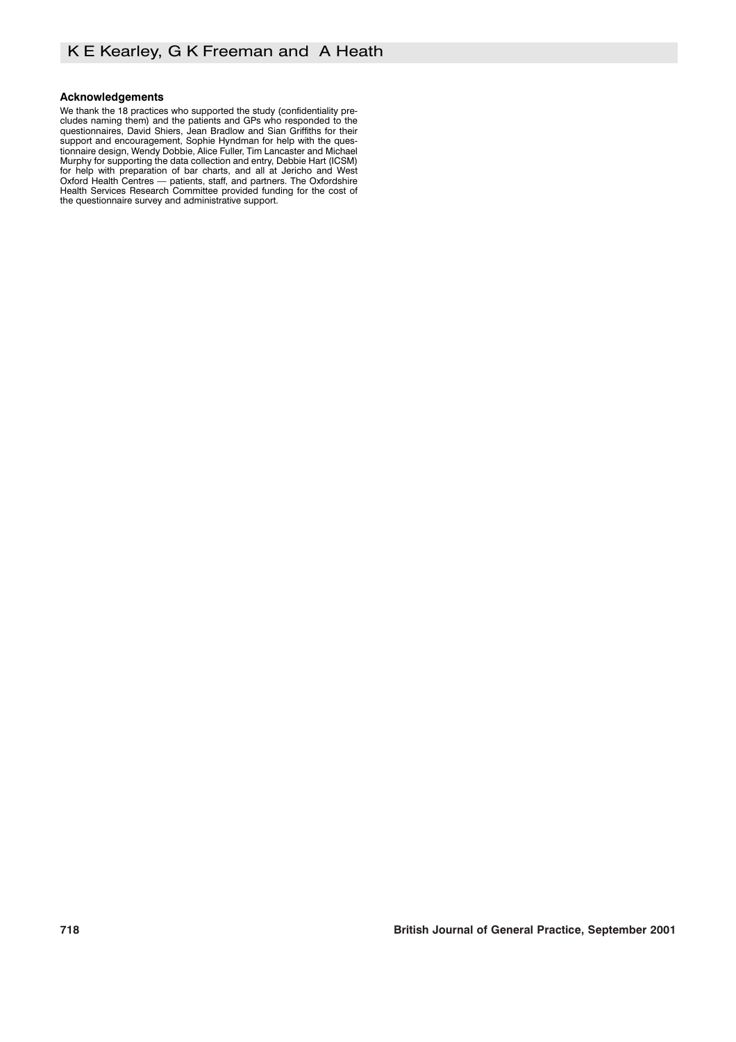## Acknowledgements

We thank the 18 practices who supported the study (confidentiality precludes naming them) and the patients and GPs who responded to the questionnaires, David Shiers, Jean Bradlow and Sian Griffiths for their support and encouragement, Sophie Hyndman for help with the questionnaire design, Wendy Dobbie, Alice Fuller, Tim Lancaster and Michael Murphy for supporting the data collection and entry, Debbie Hart (ICSM) for help with preparation of bar charts, and all at Jericho and West Oxford Health Centres — patients, staff, and partners. The Oxfordshire Health Services Research Committee provided funding for the cost of the questionnaire survey and administrative support.